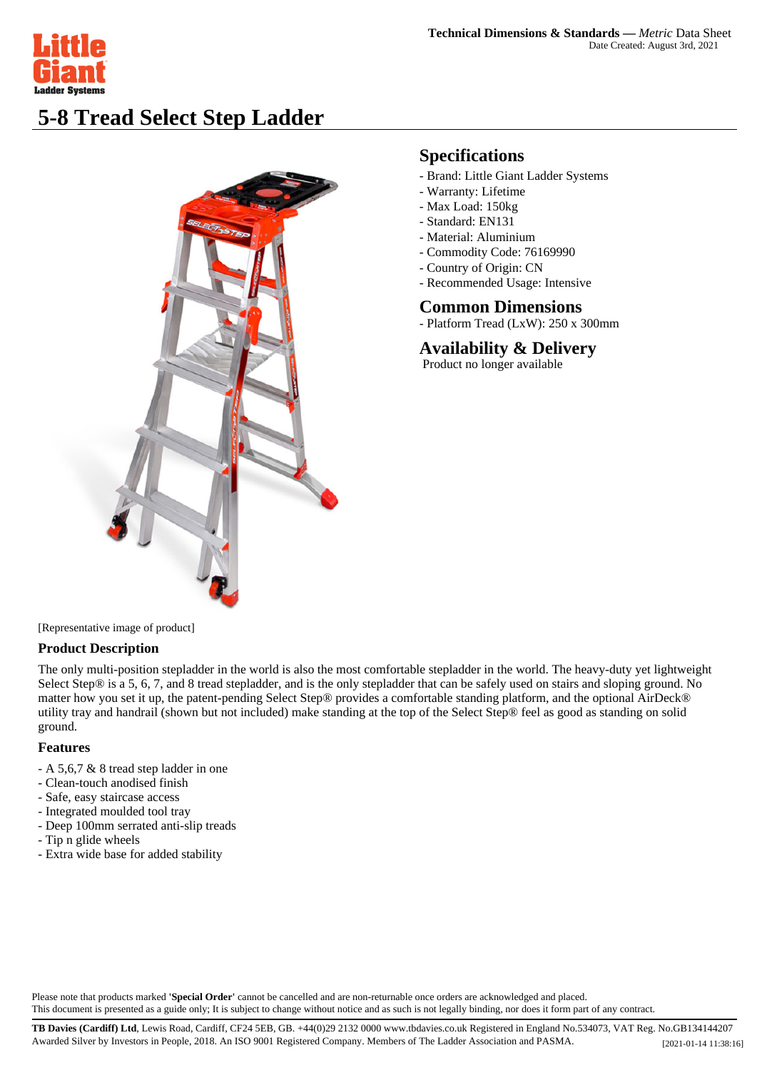**Technical Dimensions & Standards — *Metric* Data Sheet**
Date Created: August 3rd, 2021

# 5-8 Tread Select Step Ladder

[Representative image of product]

## Specifications

- Brand: Little Giant Ladder Systems
- Warranty: Lifetime
- Max Load: 150kg
- Standard: EN131
- Material: Aluminium
- Commodity Code: 76169990
- Country of Origin: CN
- Recommended Usage: Intensive

## Common Dimensions

- Platform Tread (LxW): 250 x 300mm

## Availability & Delivery

Product no longer available

### Product Description

The only multi-position stepladder in the world is also the most comfortable stepladder in the world. The heavy-duty yet lightweight Select Step® is a 5, 6, 7, and 8 tread stepladder, and is the only stepladder that can be safely used on stairs and sloping ground. No matter how you set it up, the patent-pending Select Step® provides a comfortable standing platform, and the optional AirDeck® utility tray and handrail (shown but not included) make standing at the top of the Select Step® feel as good as standing on solid ground.

### Features

- A 5,6,7 & 8 tread step ladder in one
- Clean-touch anodised finish
- Safe, easy staircase access
- Integrated moulded tool tray
- Deep 100mm serrated anti-slip treads
- Tip n glide wheels
- Extra wide base for added stability

Please note that products marked **'Special Order'** cannot be cancelled and are non-returnable once orders are acknowledged and placed.
This document is presented as a guide only; It is subject to change without notice and as such is not legally binding, nor does it form part of any contract.

**TB Davies (Cardiff) Ltd**, Lewis Road, Cardiff, CF24 5EB, GB. +44(0)29 2132 0000 www.tbdavies.co.uk Registered in England No.534073, VAT Reg. No.GB134144207
Awarded Silver by Investors in People, 2018. An ISO 9001 Registered Company. Members of The Ladder Association and PASMA. [2021-01-14 11:38:16]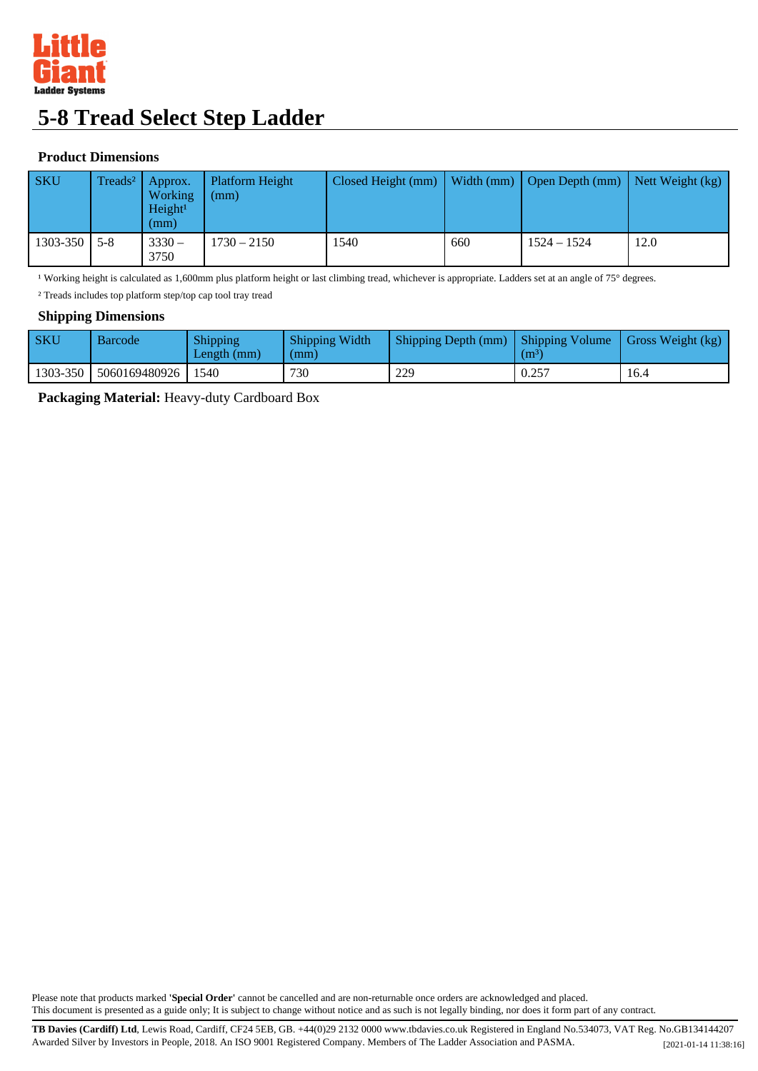# 5-8 Tread Select Step Ladder

### Product Dimensions

| SKU | Treads[2] | Approx. Working Height[1] (mm) | Platform Height (mm) | Closed Height (mm) | Width (mm) | Open Depth (mm) | Nett Weight (kg) |
|---|---|---|---|---|---|---|---|
| 1303-350 | 5-8 | 3330 – 3750 | 1730 – 2150 | 1540 | 660 | 1524 – 1524 | 12.0 |

[1] Working height is calculated as 1,600mm plus platform height or last climbing tread, whichever is appropriate. Ladders set at an angle of 75° degrees.

[2] Treads includes top platform step/top cap tool tray tread

### Shipping Dimensions

| SKU | Barcode | Shipping Length (mm) | Shipping Width (mm) | Shipping Depth (mm) | Shipping Volume ($m^3$) | Gross Weight (kg) |
|---|---|---|---|---|---|---|
| 1303-350 | 5060169480926 | 1540 | 730 | 229 | 0.257 | 16.4 |

**Packaging Material:** Heavy-duty Cardboard Box

Please note that products marked **'Special Order'** cannot be cancelled and are non-returnable once orders are acknowledged and placed.
This document is presented as a guide only; It is subject to change without notice and as such is not legally binding, nor does it form part of any contract.

**TB Davies (Cardiff) Ltd**, Lewis Road, Cardiff, CF24 5EB, GB. +44(0)29 2132 0000 www.tbdavies.co.uk Registered in England No.534073, VAT Reg. No.GB134144207
Awarded Silver by Investors in People, 2018. An ISO 9001 Registered Company. Members of The Ladder Association and PASMA.

[2021-01-14 11:38:16]